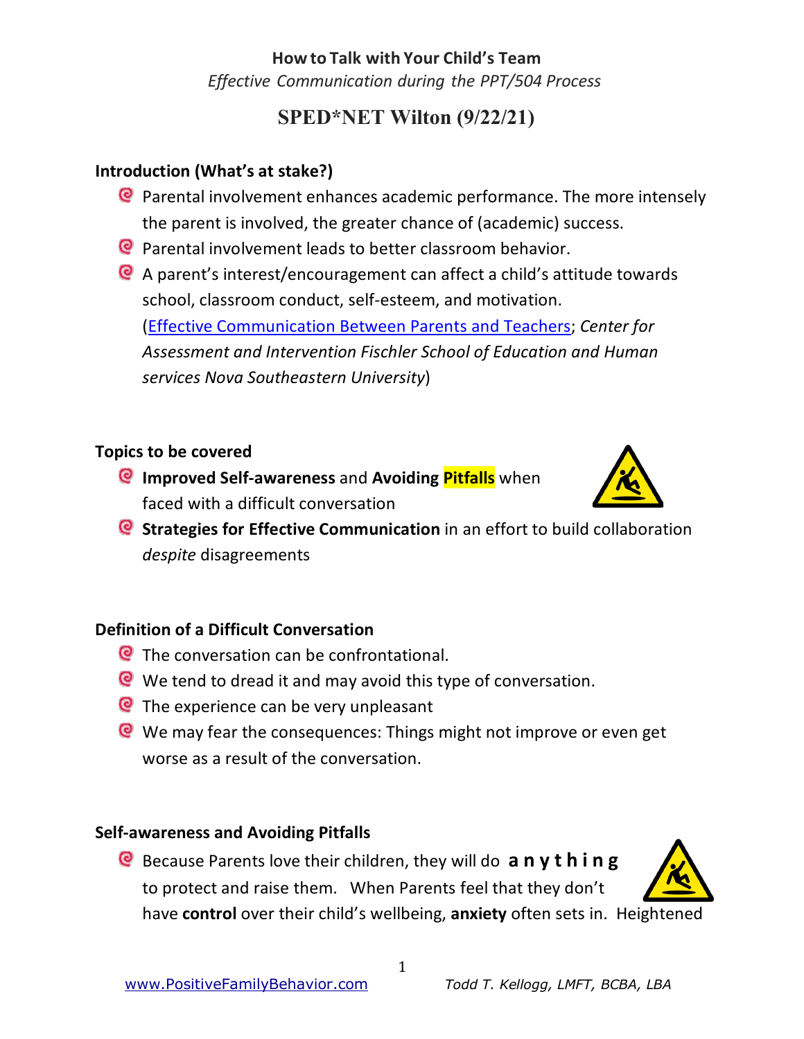**How to Talk with Your Child's Team**

*Effective Communication during the PPT/504 Process*

# SPED*NET Wilton (9/22/21)

## Introduction (What's at stake?)

- Parental involvement enhances academic performance. The more intensely the parent is involved, the greater chance of (academic) success.
- Parental involvement leads to better classroom behavior.
- A parent's interest/encouragement can affect a child's attitude towards school, classroom conduct, self-esteem, and motivation. (Effective Communication Between Parents and Teachers; *Center for Assessment and Intervention Fischler School of Education and Human services Nova Southeastern University*)

## Topics to be covered

- **Improved Self-awareness** and **Avoiding Pitfalls** when faced with a difficult conversation
- **Strategies for Effective Communication** in an effort to build collaboration *despite* disagreements

## Definition of a Difficult Conversation

- The conversation can be confrontational.
- We tend to dread it and may avoid this type of conversation.
- The experience can be very unpleasant
- We may fear the consequences: Things might not improve or even get worse as a result of the conversation.

## Self-awareness and Avoiding Pitfalls

- Because Parents love their children, they will do **a n y t h i n g** to protect and raise them. When Parents feel that they don't have **control** over their child's wellbeing, **anxiety** often sets in. Heightened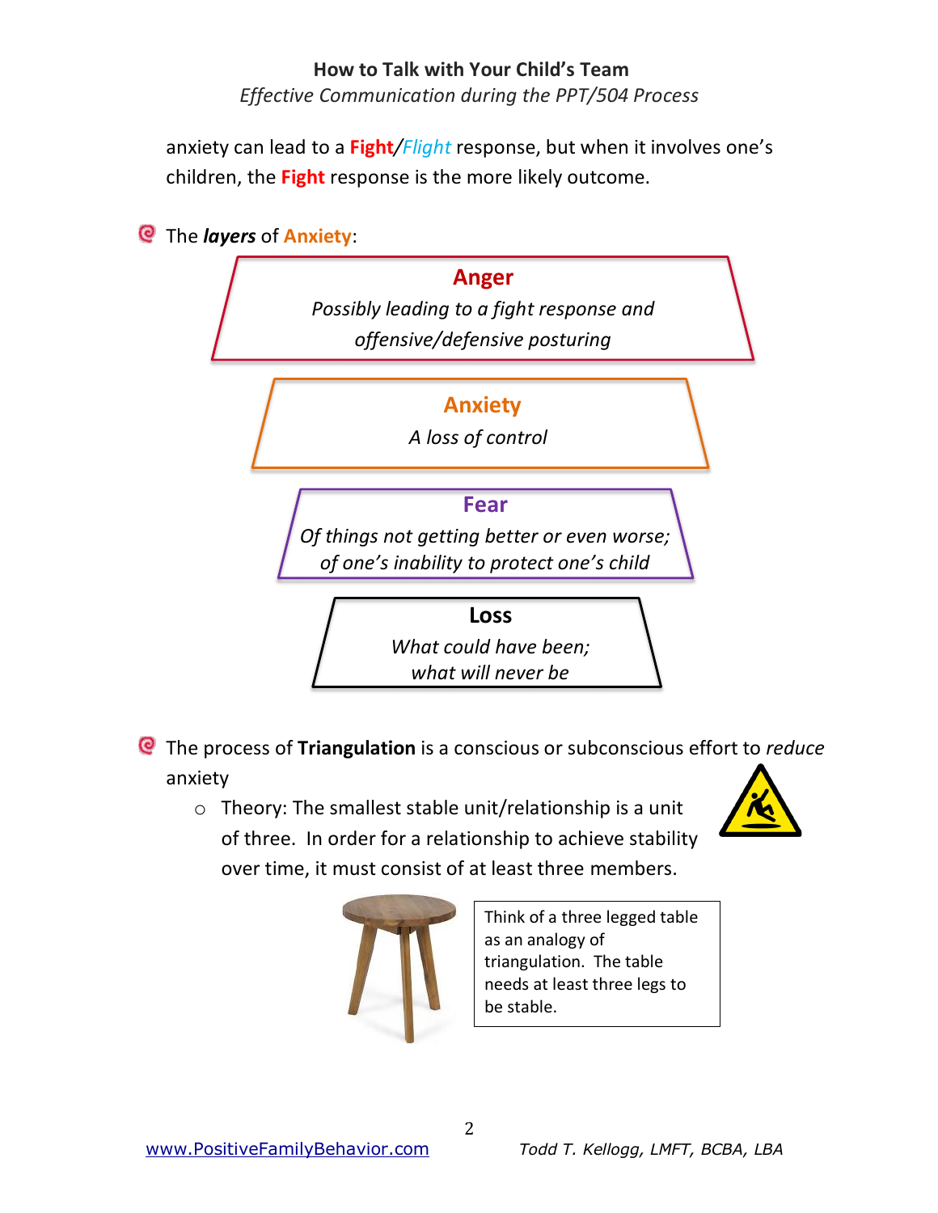anxiety can lead to a **Fight**/*Flight* response, but when it involves one's children, the **Fight** response is the more likely outcome.

- The ***layers*** of **Anxiety**:

**Anger**
*Possibly leading to a fight response and offensive/defensive posturing*

**Anxiety**
*A loss of control*

**Fear**
*Of things not getting better or even worse; of one's inability to protect one's child*

**Loss**
*What could have been; what will never be*

- The process of **Triangulation** is a conscious or subconscious effort to *reduce* anxiety
  - Theory: The smallest stable unit/relationship is a unit of three. In order for a relationship to achieve stability over time, it must consist of at least three members.

Think of a three legged table as an analogy of triangulation. The table needs at least three legs to be stable.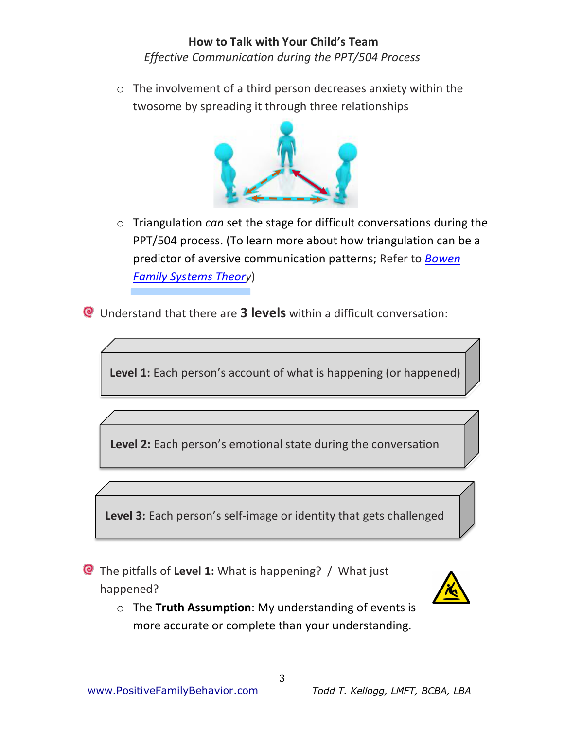- The involvement of a third person decreases anxiety within the twosome by spreading it through three relationships

- Triangulation *can* set the stage for difficult conversations during the PPT/504 process. (To learn more about how triangulation can be a predictor of aversive communication patterns; Refer to *Bowen Family Systems Theory*)

- Understand that there are **3 levels** within a difficult conversation:

**Level 1:** Each person's account of what is happening (or happened)

**Level 2:** Each person's emotional state during the conversation

**Level 3:** Each person's self-image or identity that gets challenged

- The pitfalls of **Level 1:** What is happening? / What just happened?
  - The **Truth Assumption**: My understanding of events is more accurate or complete than your understanding.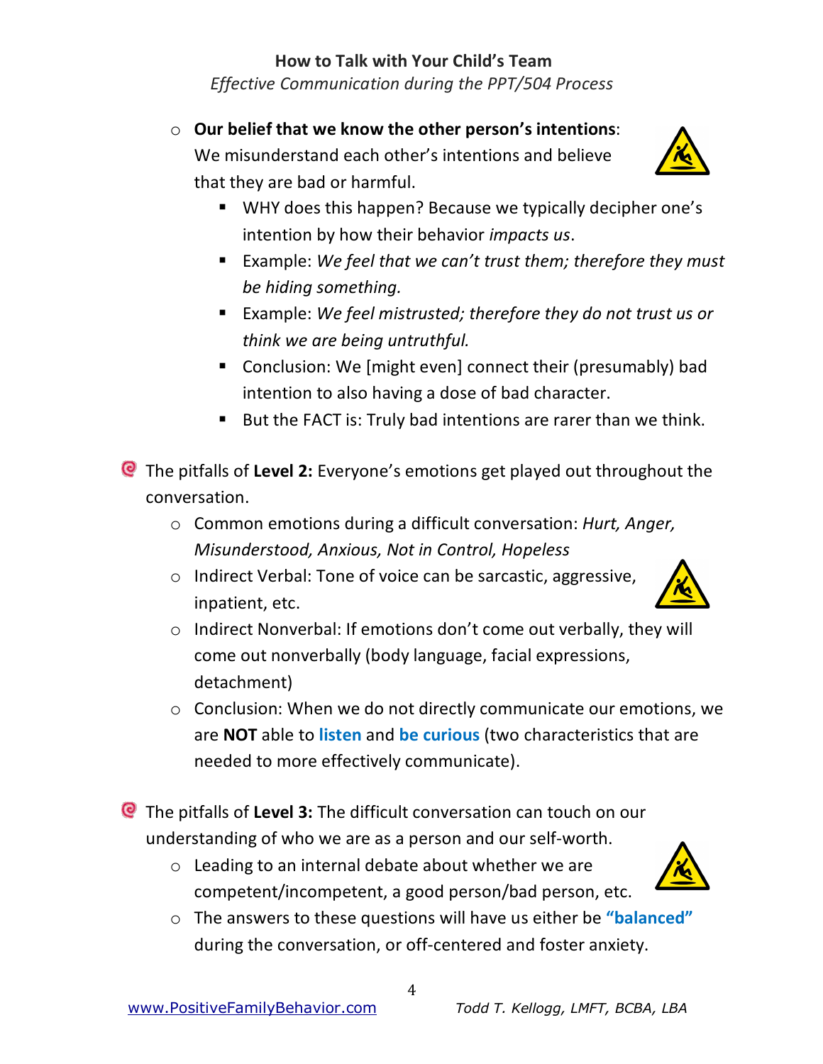- **Our belief that we know the other person's intentions**: We misunderstand each other's intentions and believe that they are bad or harmful.
  - WHY does this happen? Because we typically decipher one's intention by how their behavior *impacts us*.
  - Example: *We feel that we can't trust them; therefore they must be hiding something.*
  - Example: *We feel mistrusted; therefore they do not trust us or think we are being untruthful.*
  - Conclusion: We [might even] connect their (presumably) bad intention to also having a dose of bad character.
  - But the FACT is: Truly bad intentions are rarer than we think.

- The pitfalls of **Level 2:** Everyone's emotions get played out throughout the conversation.
  - Common emotions during a difficult conversation: *Hurt, Anger, Misunderstood, Anxious, Not in Control, Hopeless*
  - Indirect Verbal: Tone of voice can be sarcastic, aggressive, inpatient, etc.
  - Indirect Nonverbal: If emotions don't come out verbally, they will come out nonverbally (body language, facial expressions, detachment)
  - Conclusion: When we do not directly communicate our emotions, we are **NOT** able to **listen** and **be curious** (two characteristics that are needed to more effectively communicate).

- The pitfalls of **Level 3:** The difficult conversation can touch on our understanding of who we are as a person and our self-worth.
  - Leading to an internal debate about whether we are competent/incompetent, a good person/bad person, etc.
  - The answers to these questions will have us either be **"balanced"** during the conversation, or off-centered and foster anxiety.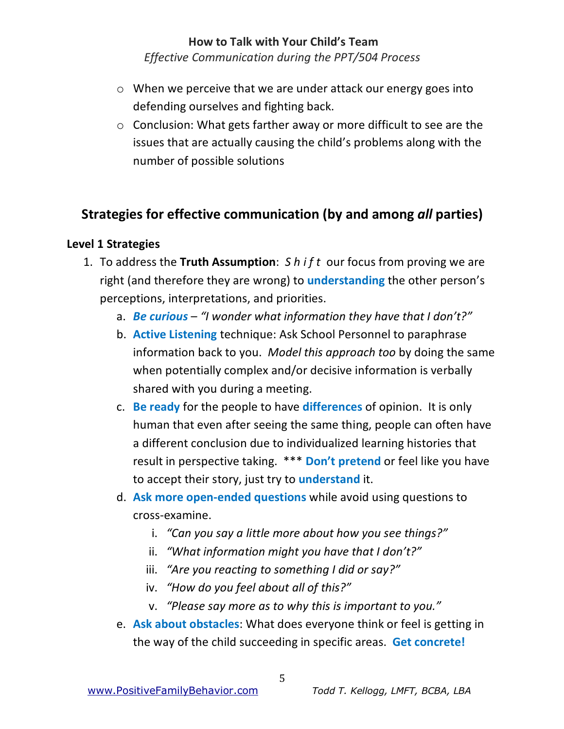- When we perceive that we are under attack our energy goes into defending ourselves and fighting back.
- Conclusion: What gets farther away or more difficult to see are the issues that are actually causing the child's problems along with the number of possible solutions

## Strategies for effective communication (by and among *all* parties)

### Level 1 Strategies

1. To address the **Truth Assumption**: *S h i f t* our focus from proving we are right (and therefore they are wrong) to **understanding** the other person's perceptions, interpretations, and priorities.
   a. ***Be curious*** – *"I wonder what information they have that I don't?"*
   b. **Active Listening** technique: Ask School Personnel to paraphrase information back to you. *Model this approach too* by doing the same when potentially complex and/or decisive information is verbally shared with you during a meeting.
   c. **Be ready** for the people to have **differences** of opinion. It is only human that even after seeing the same thing, people can often have a different conclusion due to individualized learning histories that result in perspective taking. *** **Don't pretend** or feel like you have to accept their story, just try to **understand** it.
   d. **Ask more open-ended questions** while avoid using questions to cross-examine.
      i. *"Can you say a little more about how you see things?"*
      ii. *"What information might you have that I don't?"*
      iii. *"Are you reacting to something I did or say?"*
      iv. *"How do you feel about all of this?"*
      v. *"Please say more as to why this is important to you."*
   e. **Ask about obstacles**: What does everyone think or feel is getting in the way of the child succeeding in specific areas. **Get concrete!**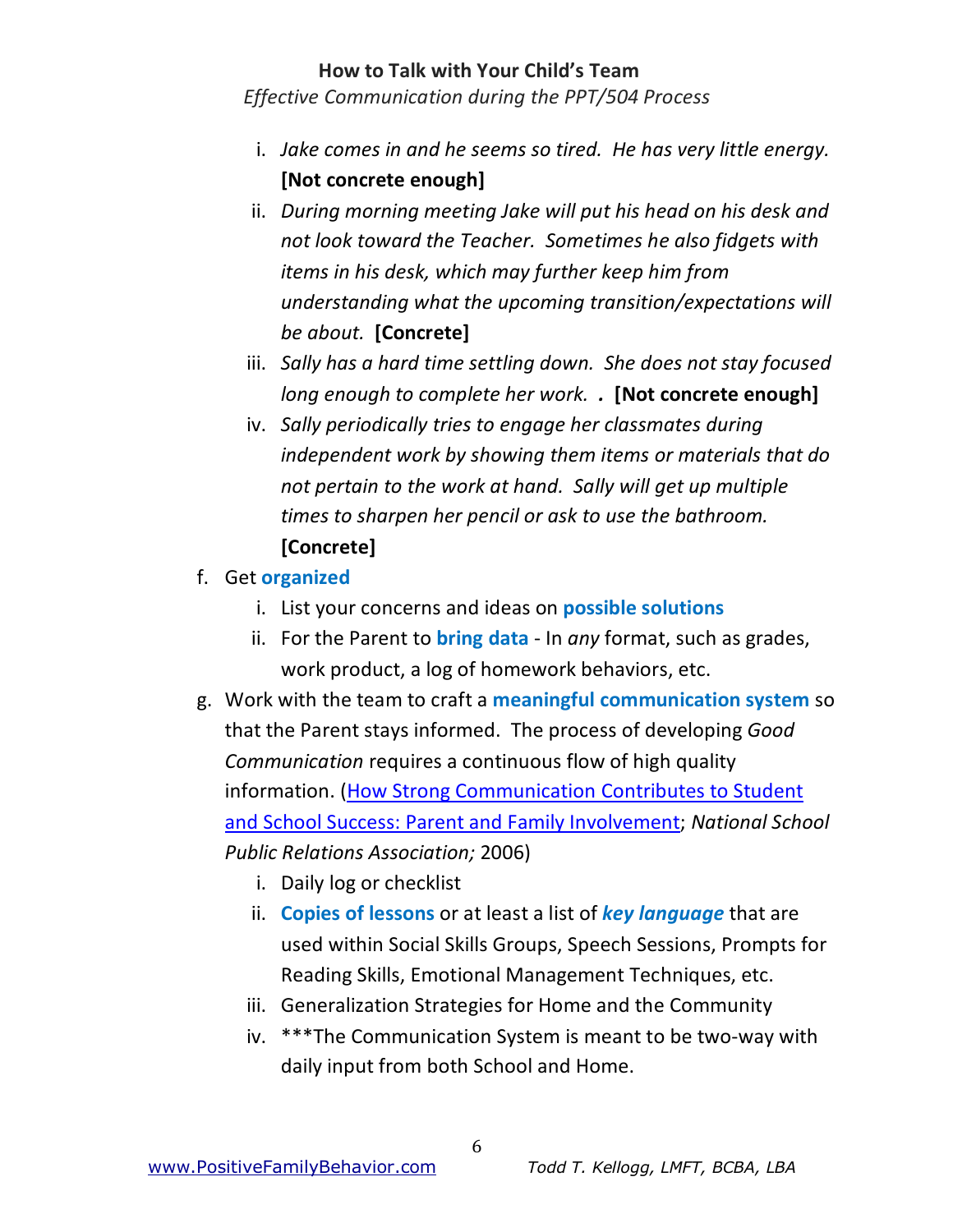i. *Jake comes in and he seems so tired. He has very little energy.* **[Not concrete enough]**
   ii. *During morning meeting Jake will put his head on his desk and not look toward the Teacher. Sometimes he also fidgets with items in his desk, which may further keep him from understanding what the upcoming transition/expectations will be about.* **[Concrete]**
   iii. *Sally has a hard time settling down. She does not stay focused long enough to complete her work.* ***.*** **[Not concrete enough]**
   iv. *Sally periodically tries to engage her classmates during independent work by showing them items or materials that do not pertain to the work at hand. Sally will get up multiple times to sharpen her pencil or ask to use the bathroom.* **[Concrete]**

f. Get **organized**
   i. List your concerns and ideas on **possible solutions**
   ii. For the Parent to **bring data** - In *any* format, such as grades, work product, a log of homework behaviors, etc.

g. Work with the team to craft a **meaningful communication system** so that the Parent stays informed. The process of developing *Good Communication* requires a continuous flow of high quality information. (How Strong Communication Contributes to Student and School Success: Parent and Family Involvement; *National School Public Relations Association;* 2006)
   i. Daily log or checklist
   ii. **Copies of lessons** or at least a list of ***key language*** that are used within Social Skills Groups, Speech Sessions, Prompts for Reading Skills, Emotional Management Techniques, etc.
   iii. Generalization Strategies for Home and the Community
   iv. ***The Communication System is meant to be two-way with daily input from both School and Home.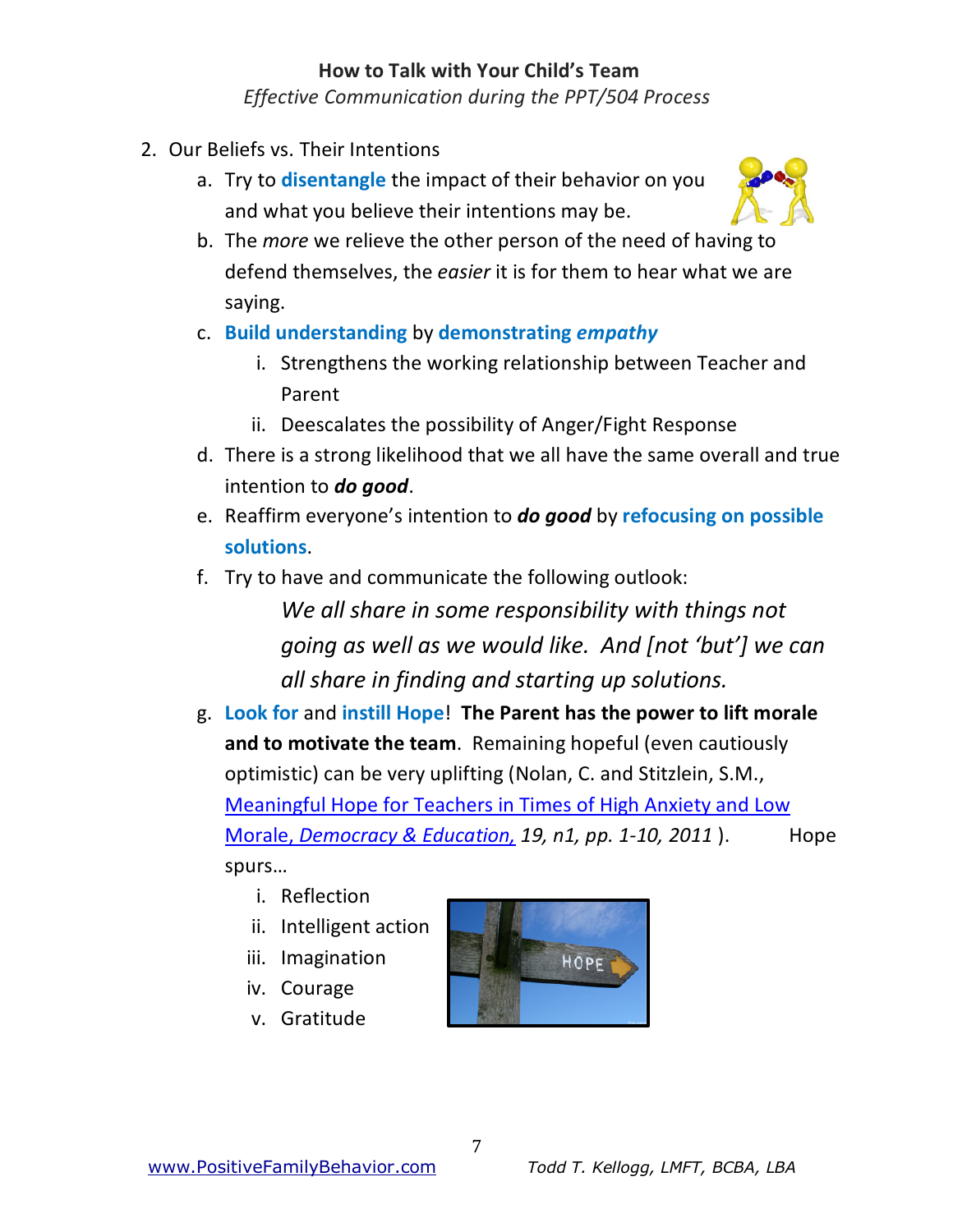**How to Talk with Your Child's Team**

*Effective Communication during the PPT/504 Process*

2. Our Beliefs vs. Their Intentions
   a. Try to **disentangle** the impact of their behavior on you and what you believe their intentions may be.
   b. The *more* we relieve the other person of the need of having to defend themselves, the *easier* it is for them to hear what we are saying.
   c. **Build understanding** by **demonstrating *empathy***
      i. Strengthens the working relationship between Teacher and Parent
      ii. Deescalates the possibility of Anger/Fight Response
   d. There is a strong likelihood that we all have the same overall and true intention to ***do good***.
   e. Reaffirm everyone's intention to ***do good*** by **refocusing on possible solutions**.
   f. Try to have and communicate the following outlook:

      *We all share in some responsibility with things not going as well as we would like. And [not 'but'] we can all share in finding and starting up solutions.*

   g. **Look for** and **instill Hope**! **The Parent has the power to lift morale and to motivate the team**. Remaining hopeful (even cautiously optimistic) can be very uplifting (Nolan, C. and Stitzlein, S.M., Meaningful Hope for Teachers in Times of High Anxiety and Low Morale, *Democracy & Education,* *19, n1, pp. 1-10, 2011* ). Hope spurs…
      i. Reflection
      ii. Intelligent action
      iii. Imagination
      iv. Courage
      v. Gratitude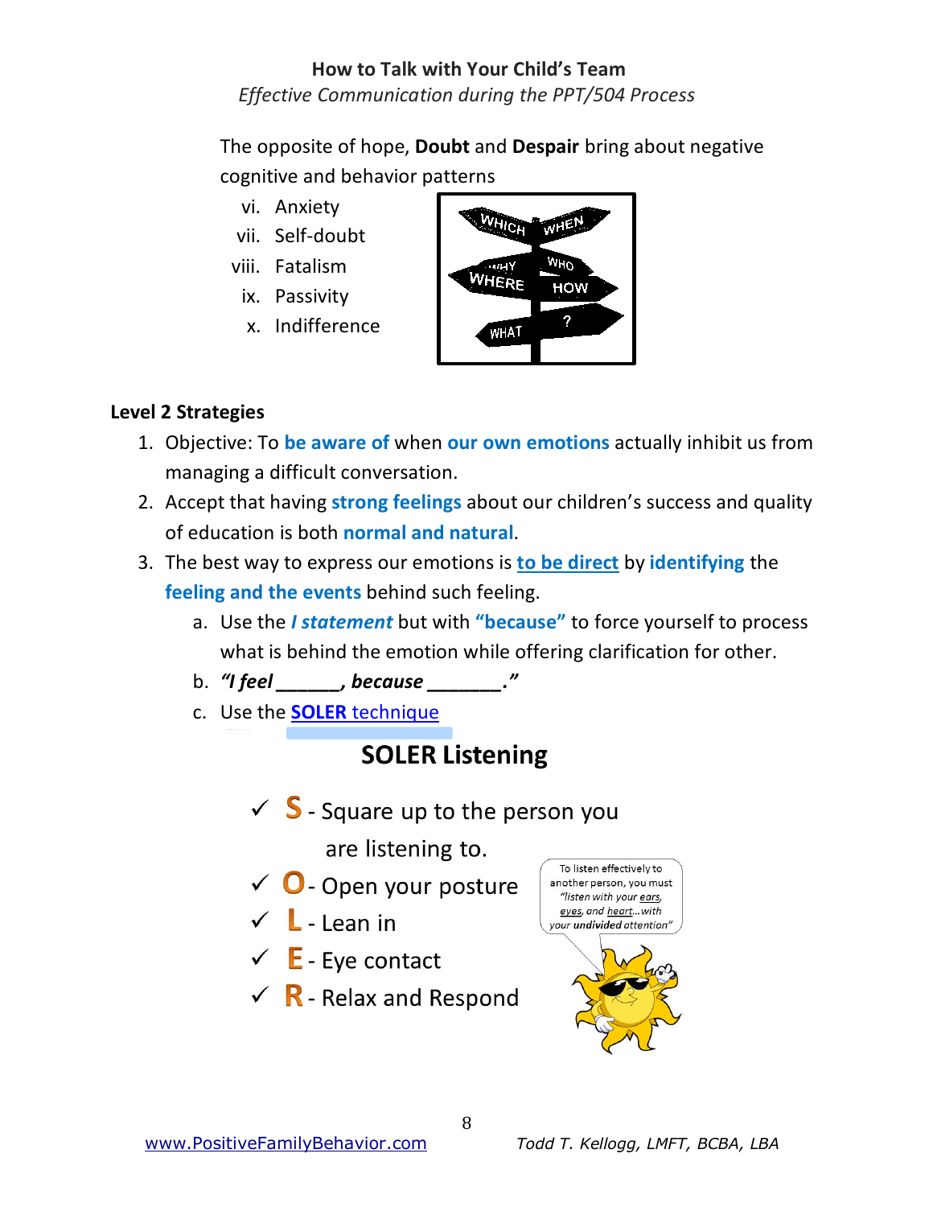The opposite of hope, **Doubt** and **Despair** bring about negative cognitive and behavior patterns

vi. Anxiety
vii. Self-doubt
viii. Fatalism
ix. Passivity
x. Indifference

### Level 2 Strategies

1. Objective: To **be aware of** when **our own emotions** actually inhibit us from managing a difficult conversation.
2. Accept that having **strong feelings** about our children's success and quality of education is both **normal and natural**.
3. The best way to express our emotions is **to be direct** by **identifying** the **feeling and the events** behind such feeling.
   a. Use the ***I statement*** but with **"because"** to force yourself to process what is behind the emotion while offering clarification for other.
   b. ***"I feel ______, because _______."***
   c. Use the **SOLER** technique

## SOLER Listening

- ✓ **S** - Square up to the person you are listening to.
- ✓ **O** - Open your posture
- ✓ **L** - Lean in
- ✓ **E** - Eye contact
- ✓ **R** - Relax and Respond

To listen effectively to another person, you must *"listen with your ears, eyes, and heart…with your **undivided** attention"*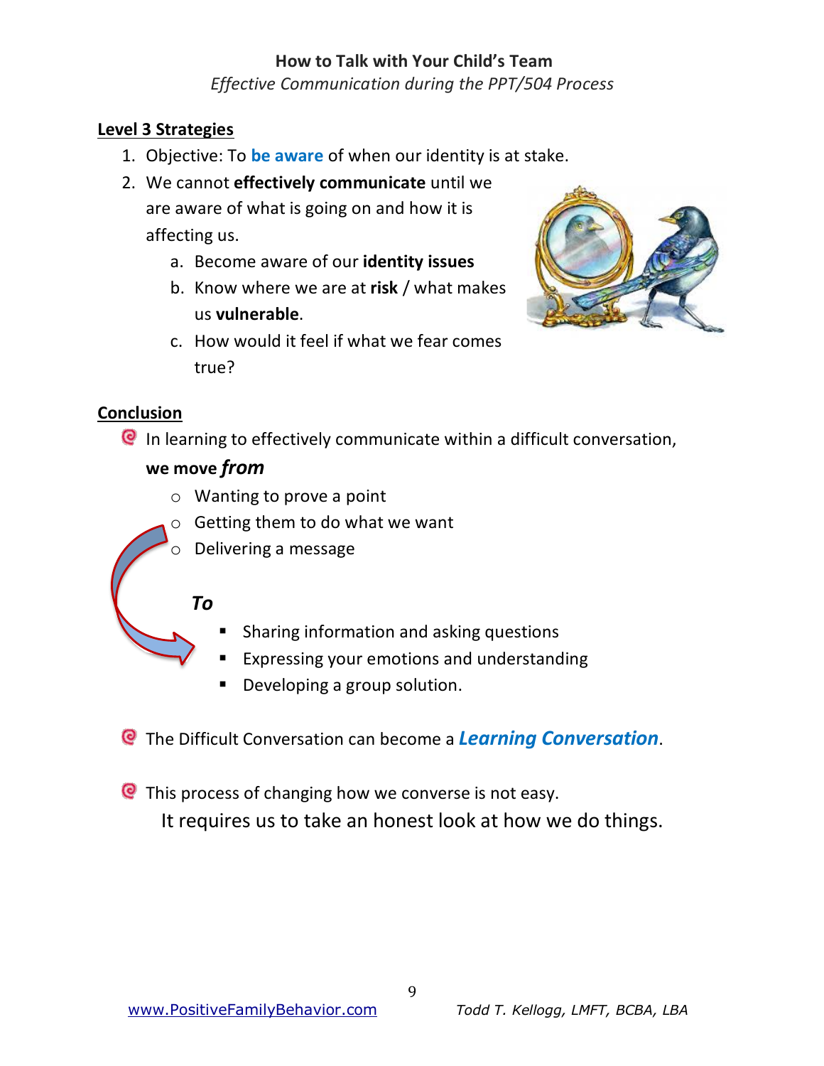**How to Talk with Your Child's Team**

*Effective Communication during the PPT/504 Process*

## Level 3 Strategies

1. Objective: To **be aware** of when our identity is at stake.
2. We cannot **effectively communicate** until we are aware of what is going on and how it is affecting us.
   a. Become aware of our **identity issues**
   b. Know where we are at **risk** / what makes us **vulnerable**.
   c. How would it feel if what we fear comes true?

## Conclusion

- In learning to effectively communicate within a difficult conversation,

  **we move *from***
  - Wanting to prove a point
  - Getting them to do what we want
  - Delivering a message

  ***To***
  - Sharing information and asking questions
  - Expressing your emotions and understanding
  - Developing a group solution.

- The Difficult Conversation can become a ***Learning Conversation***.

- This process of changing how we converse is not easy.

  It requires us to take an honest look at how we do things.

www.PositiveFamilyBehavior.com *Todd T. Kellogg, LMFT, BCBA, LBA*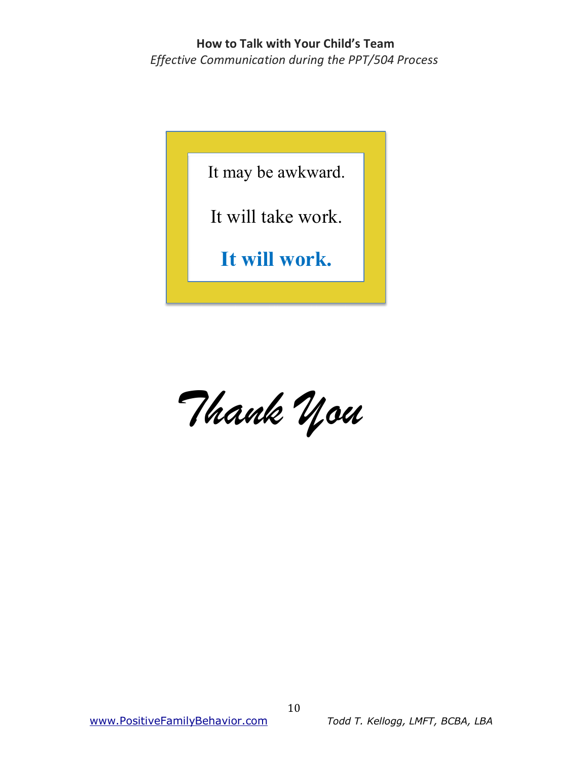It may be awkward.

It will take work.

**It will work.**

***Thank You***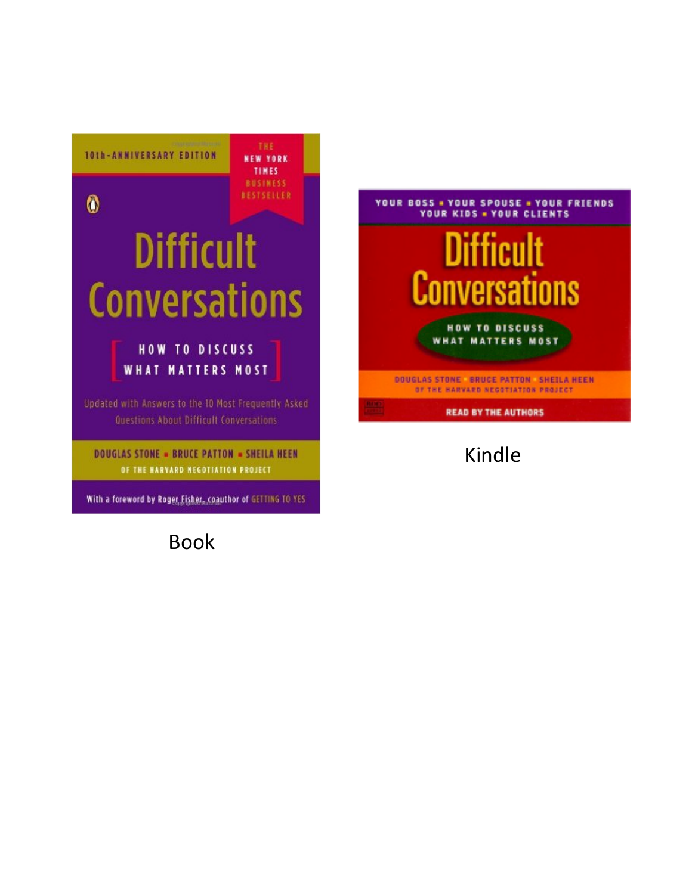Book

Kindle